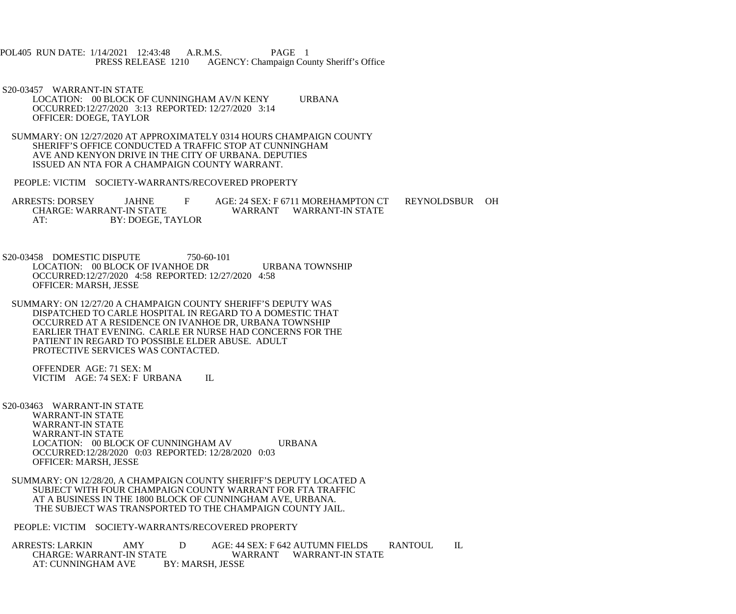POL405 RUN DATE: 1/14/2021 12:43:48 A.R.M.S. PAGE 1
PRESS RELEASE 1210 AGENCY: Champaign County Sheriff's Office

S20-03457 WARRANT-IN STATE
LOCATION: 00 BLOCK OF CUNNINGHAM AV/N KENY URBANA
OCCURRED:12/27/2020 3:13 REPORTED: 12/27/2020 3:14
OFFICER: DOEGE, TAYLOR

SUMMARY: ON 12/27/2020 AT APPROXIMATELY 0314 HOURS CHAMPAIGN COUNTY SHERIFF'S OFFICE CONDUCTED A TRAFFIC STOP AT CUNNINGHAM AVE AND KENYON DRIVE IN THE CITY OF URBANA. DEPUTIES ISSUED AN NTA FOR A CHAMPAIGN COUNTY WARRANT.

PEOPLE: VICTIM SOCIETY-WARRANTS/RECOVERED PROPERTY

ARRESTS: DORSEY JAHNE F AGE: 24 SEX: F 6711 MOREHAMPTON CT REYNOLDSBUR OH
CHARGE: WARRANT-IN STATE WARRANT WARRANT-IN STATE
AT: BY: DOEGE, TAYLOR

S20-03458 DOMESTIC DISPUTE 750-60-101
LOCATION: 00 BLOCK OF IVANHOE DR URBANA TOWNSHIP
OCCURRED:12/27/2020 4:58 REPORTED: 12/27/2020 4:58
OFFICER: MARSH, JESSE

SUMMARY: ON 12/27/20 A CHAMPAIGN COUNTY SHERIFF'S DEPUTY WAS DISPATCHED TO CARLE HOSPITAL IN REGARD TO A DOMESTIC THAT OCCURRED AT A RESIDENCE ON IVANHOE DR, URBANA TOWNSHIP EARLIER THAT EVENING. CARLE ER NURSE HAD CONCERNS FOR THE PATIENT IN REGARD TO POSSIBLE ELDER ABUSE. ADULT PROTECTIVE SERVICES WAS CONTACTED.

OFFENDER AGE: 71 SEX: M
VICTIM AGE: 74 SEX: F URBANA IL

S20-03463 WARRANT-IN STATE
WARRANT-IN STATE
WARRANT-IN STATE
WARRANT-IN STATE
LOCATION: 00 BLOCK OF CUNNINGHAM AV URBANA
OCCURRED:12/28/2020 0:03 REPORTED: 12/28/2020 0:03
OFFICER: MARSH, JESSE

SUMMARY: ON 12/28/20, A CHAMPAIGN COUNTY SHERIFF'S DEPUTY LOCATED A SUBJECT WITH FOUR CHAMPAIGN COUNTY WARRANT FOR FTA TRAFFIC AT A BUSINESS IN THE 1800 BLOCK OF CUNNINGHAM AVE, URBANA. THE SUBJECT WAS TRANSPORTED TO THE CHAMPAIGN COUNTY JAIL.

PEOPLE: VICTIM SOCIETY-WARRANTS/RECOVERED PROPERTY

ARRESTS: LARKIN AMY D AGE: 44 SEX: F 642 AUTUMN FIELDS RANTOUL IL
CHARGE: WARRANT-IN STATE WARRANT WARRANT-IN STATE
AT: CUNNINGHAM AVE BY: MARSH, JESSE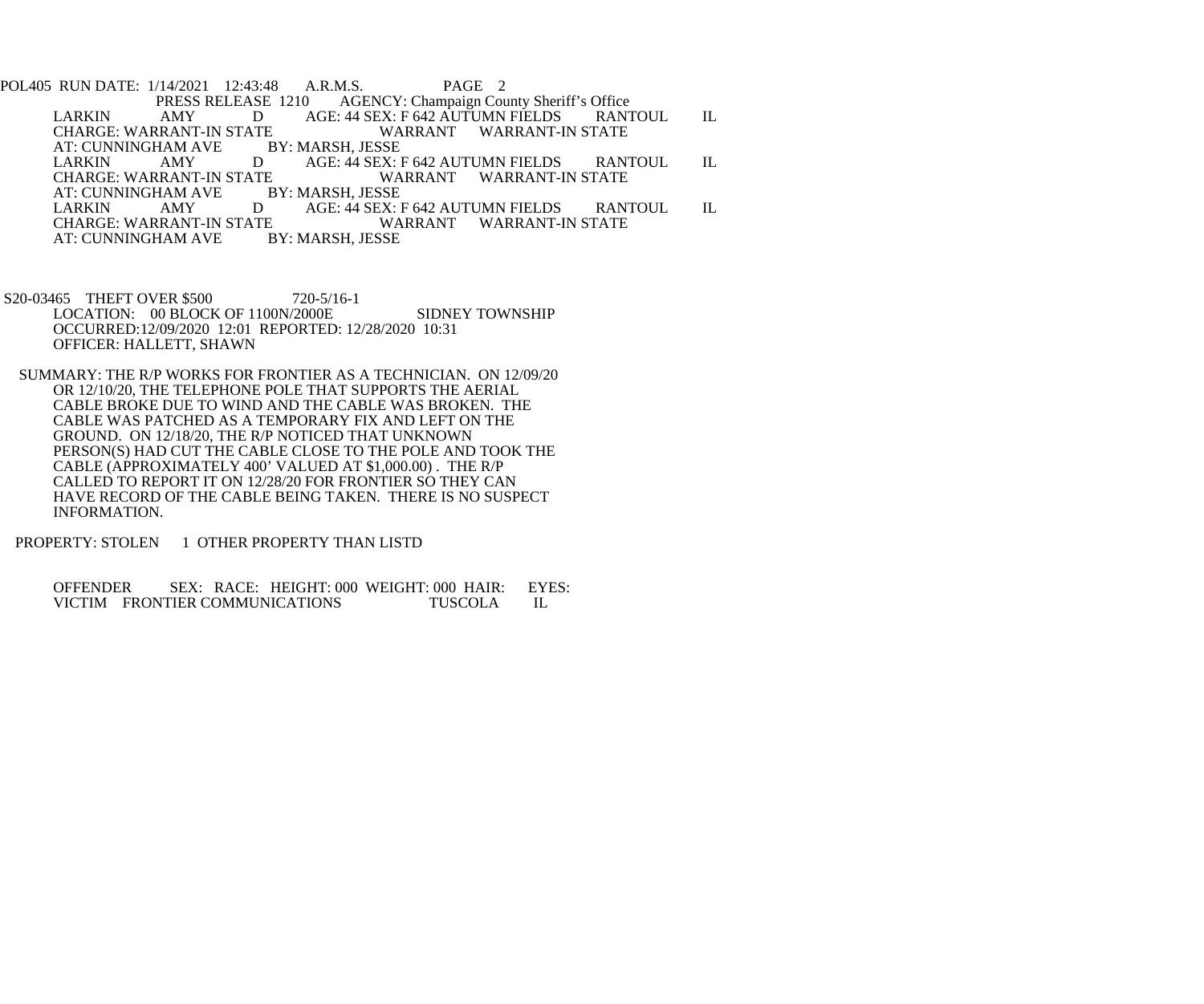POL405 RUN DATE: 1/14/2021 12:43:48 A.R.M.S. PAGE 2

PRESS RELEASE 1210 AGENCY: Champaign County Sheriff's Office

LARKIN AMY D AGE: 44 SEX: F 642 AUTUMN FIELDS RANTOUL IL
CHARGE: WARRANT-IN STATE WARRANT WARRANT-IN STATE
AT: CUNNINGHAM AVE BY: MARSH, JESSE

LARKIN AMY D AGE: 44 SEX: F 642 AUTUMN FIELDS RANTOUL IL
CHARGE: WARRANT-IN STATE WARRANT WARRANT-IN STATE
AT: CUNNINGHAM AVE BY: MARSH, JESSE

LARKIN AMY D AGE: 44 SEX: F 642 AUTUMN FIELDS RANTOUL IL
CHARGE: WARRANT-IN STATE WARRANT WARRANT-IN STATE
AT: CUNNINGHAM AVE BY: MARSH, JESSE

S20-03465 THEFT OVER $500 720-5/16-1
LOCATION: 00 BLOCK OF 1100N/2000E SIDNEY TOWNSHIP
OCCURRED:12/09/2020 12:01 REPORTED: 12/28/2020 10:31
OFFICER: HALLETT, SHAWN

SUMMARY: THE R/P WORKS FOR FRONTIER AS A TECHNICIAN. ON 12/09/20 OR 12/10/20, THE TELEPHONE POLE THAT SUPPORTS THE AERIAL CABLE BROKE DUE TO WIND AND THE CABLE WAS BROKEN. THE CABLE WAS PATCHED AS A TEMPORARY FIX AND LEFT ON THE GROUND. ON 12/18/20, THE R/P NOTICED THAT UNKNOWN PERSON(S) HAD CUT THE CABLE CLOSE TO THE POLE AND TOOK THE CABLE (APPROXIMATELY 400' VALUED AT $1,000.00) . THE R/P CALLED TO REPORT IT ON 12/28/20 FOR FRONTIER SO THEY CAN HAVE RECORD OF THE CABLE BEING TAKEN. THERE IS NO SUSPECT INFORMATION.

PROPERTY: STOLEN 1 OTHER PROPERTY THAN LISTD

OFFENDER SEX: RACE: HEIGHT: 000 WEIGHT: 000 HAIR: EYES:
VICTIM FRONTIER COMMUNICATIONS TUSCOLA IL